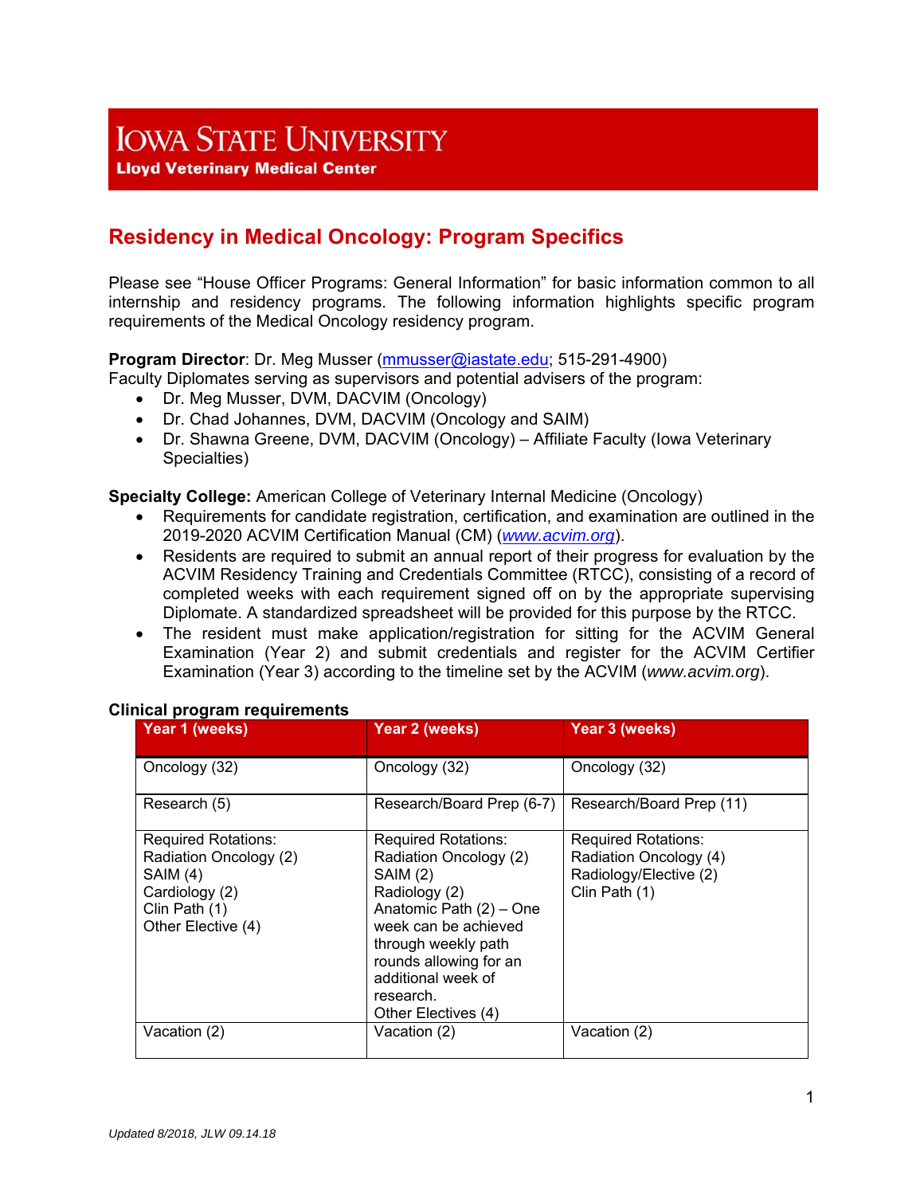**Iowa State University**
**Lloyd Veterinary Medical Center**

# Residency in Medical Oncology: Program Specifics

Please see "House Officer Programs: General Information" for basic information common to all internship and residency programs. The following information highlights specific program requirements of the Medical Oncology residency program.

**Program Director**: Dr. Meg Musser (mmusser@iastate.edu; 515-291-4900)
Faculty Diplomates serving as supervisors and potential advisers of the program:

- Dr. Meg Musser, DVM, DACVIM (Oncology)
- Dr. Chad Johannes, DVM, DACVIM (Oncology and SAIM)
- Dr. Shawna Greene, DVM, DACVIM (Oncology) – Affiliate Faculty (Iowa Veterinary Specialties)

**Specialty College:** American College of Veterinary Internal Medicine (Oncology)

- Requirements for candidate registration, certification, and examination are outlined in the 2019-2020 ACVIM Certification Manual (CM) (*www.acvim.org*).
- Residents are required to submit an annual report of their progress for evaluation by the ACVIM Residency Training and Credentials Committee (RTCC), consisting of a record of completed weeks with each requirement signed off on by the appropriate supervising Diplomate. A standardized spreadsheet will be provided for this purpose by the RTCC.
- The resident must make application/registration for sitting for the ACVIM General Examination (Year 2) and submit credentials and register for the ACVIM Certifier Examination (Year 3) according to the timeline set by the ACVIM (*www.acvim.org*).

**Clinical program requirements**

| Year 1 (weeks) | Year 2 (weeks) | Year 3 (weeks) |
|---|---|---|
| Oncology (32) | Oncology (32) | Oncology (32) |
| Research (5) | Research/Board Prep (6-7) | Research/Board Prep (11) |
| Required Rotations:<br>Radiation Oncology (2)<br>SAIM (4)<br>Cardiology (2)<br>Clin Path (1)<br>Other Elective (4) | Required Rotations:<br>Radiation Oncology (2)<br>SAIM (2)<br>Radiology (2)<br>Anatomic Path (2) – One week can be achieved through weekly path rounds allowing for an additional week of research.<br>Other Electives (4) | Required Rotations:<br>Radiation Oncology (4)<br>Radiology/Elective (2)<br>Clin Path (1) |
| Vacation (2) | Vacation (2) | Vacation (2) |

*Updated 8/2018, JLW 09.14.18*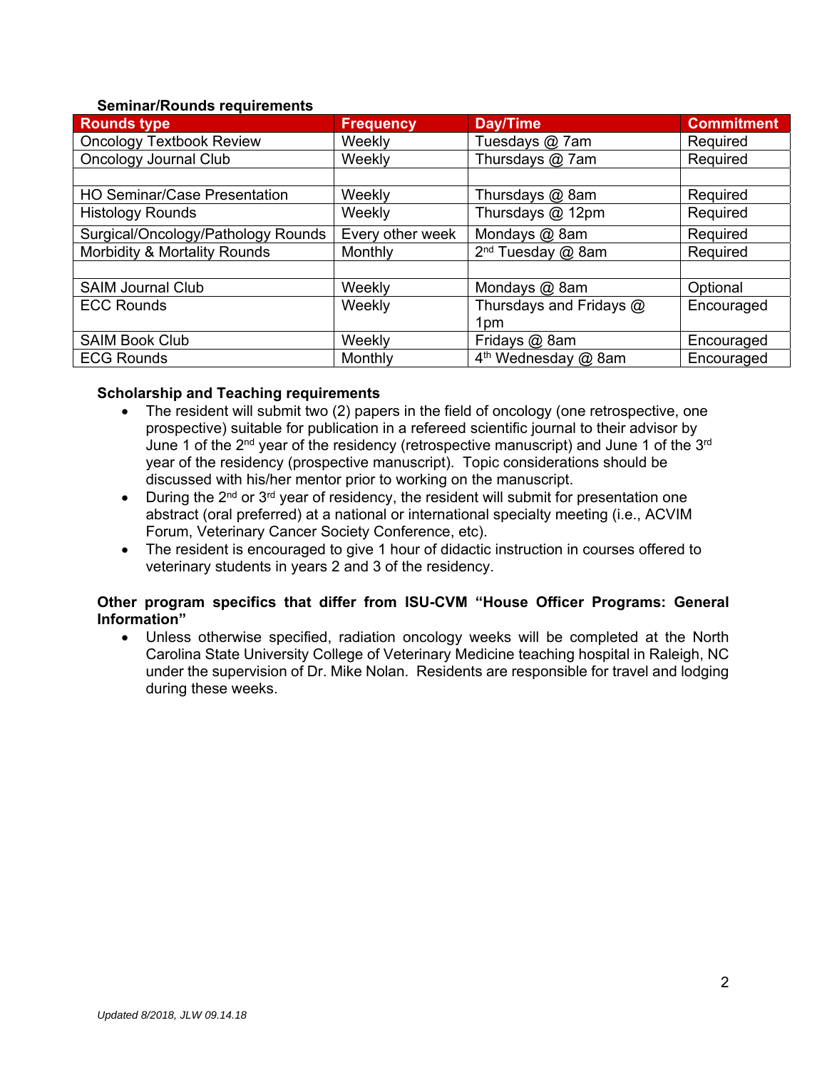**Seminar/Rounds requirements**

| Rounds type | Frequency | Day/Time | Commitment |
|---|---|---|---|
| Oncology Textbook Review | Weekly | Tuesdays @ 7am | Required |
| Oncology Journal Club | Weekly | Thursdays @ 7am | Required |
| | | | |
| HO Seminar/Case Presentation | Weekly | Thursdays @ 8am | Required |
| Histology Rounds | Weekly | Thursdays @ 12pm | Required |
| Surgical/Oncology/Pathology Rounds | Every other week | Mondays @ 8am | Required |
| Morbidity & Mortality Rounds | Monthly | 2nd Tuesday @ 8am | Required |
| | | | |
| SAIM Journal Club | Weekly | Mondays @ 8am | Optional |
| ECC Rounds | Weekly | Thursdays and Fridays @ 1pm | Encouraged |
| SAIM Book Club | Weekly | Fridays @ 8am | Encouraged |
| ECG Rounds | Monthly | 4th Wednesday @ 8am | Encouraged |

**Scholarship and Teaching requirements**

- The resident will submit two (2) papers in the field of oncology (one retrospective, one prospective) suitable for publication in a refereed scientific journal to their advisor by June 1 of the 2nd year of the residency (retrospective manuscript) and June 1 of the 3rd year of the residency (prospective manuscript). Topic considerations should be discussed with his/her mentor prior to working on the manuscript.
- During the 2nd or 3rd year of residency, the resident will submit for presentation one abstract (oral preferred) at a national or international specialty meeting (i.e., ACVIM Forum, Veterinary Cancer Society Conference, etc).
- The resident is encouraged to give 1 hour of didactic instruction in courses offered to veterinary students in years 2 and 3 of the residency.

**Other program specifics that differ from ISU-CVM "House Officer Programs: General Information"**

- Unless otherwise specified, radiation oncology weeks will be completed at the North Carolina State University College of Veterinary Medicine teaching hospital in Raleigh, NC under the supervision of Dr. Mike Nolan. Residents are responsible for travel and lodging during these weeks.

*Updated 8/2018, JLW 09.14.18*